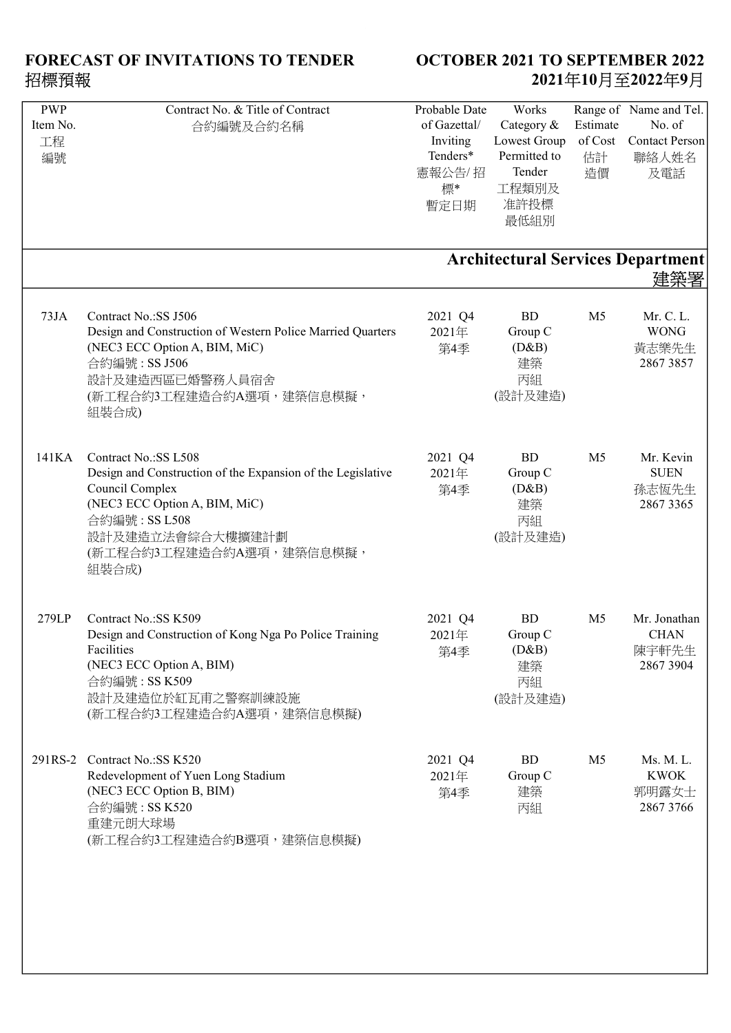# FORECAST OF INVITATIONS TO TENDER 招標預報

## OCTOBER 2021 TO SEPTEMBER 2022 2021年10月至2022年9月

| PWP Item No. 工程編號 | Contract No. & Title of Contract 合約編號及合約名稱 | Probable Date of Gazettal/ Inviting Tenders* 憲報公告/ 招標* 暫定日期 | Works Category & Lowest Group Permitted to Tender 工程類別及准許投標最低組別 | Range of Estimate of Cost 估計造價 | Name and Tel. No. of Contact Person 聯絡人姓名及電話 |
|---|---|---|---|---|---|
| **Architectural Services Department 建築署** | | | | | |
| 73JA | Contract No.:SS J506<br>Design and Construction of Western Police Married Quarters<br>(NEC3 ECC Option A, BIM, MiC)<br>合約編號 : SS J506<br>設計及建造西區已婚警務人員宿舍<br>(新工程合約3工程建造合約A選項，建築信息模擬，組裝合成) | 2021 Q4<br>2021年第4季 | BD<br>Group C<br>(D&B)<br>建築<br>丙組<br>(設計及建造) | M5 | Mr. C. L. WONG<br>黃志樂先生<br>2867 3857 |
| 141KA | Contract No.:SS L508<br>Design and Construction of the Expansion of the Legislative Council Complex<br>(NEC3 ECC Option A, BIM, MiC)<br>合約編號 : SS L508<br>設計及建造立法會綜合大樓擴建計劃<br>(新工程合約3工程建造合約A選項，建築信息模擬，組裝合成) | 2021 Q4<br>2021年第4季 | BD<br>Group C<br>(D&B)<br>建築<br>丙組<br>(設計及建造) | M5 | Mr. Kevin SUEN<br>孫志恆先生<br>2867 3365 |
| 279LP | Contract No.:SS K509<br>Design and Construction of Kong Nga Po Police Training Facilities<br>(NEC3 ECC Option A, BIM)<br>合約編號 : SS K509<br>設計及建造位於缸瓦甫之警察訓練設施<br>(新工程合約3工程建造合約A選項，建築信息模擬) | 2021 Q4<br>2021年第4季 | BD<br>Group C<br>(D&B)<br>建築<br>丙組<br>(設計及建造) | M5 | Mr. Jonathan CHAN<br>陳宇軒先生<br>2867 3904 |
| 291RS-2 | Contract No.:SS K520<br>Redevelopment of Yuen Long Stadium<br>(NEC3 ECC Option B, BIM)<br>合約編號 : SS K520<br>重建元朗大球場<br>(新工程合約3工程建造合約B選項，建築信息模擬) | 2021 Q4<br>2021年第4季 | BD<br>Group C<br>建築<br>丙組 | M5 | Ms. M. L. KWOK<br>郭明露女士<br>2867 3766 |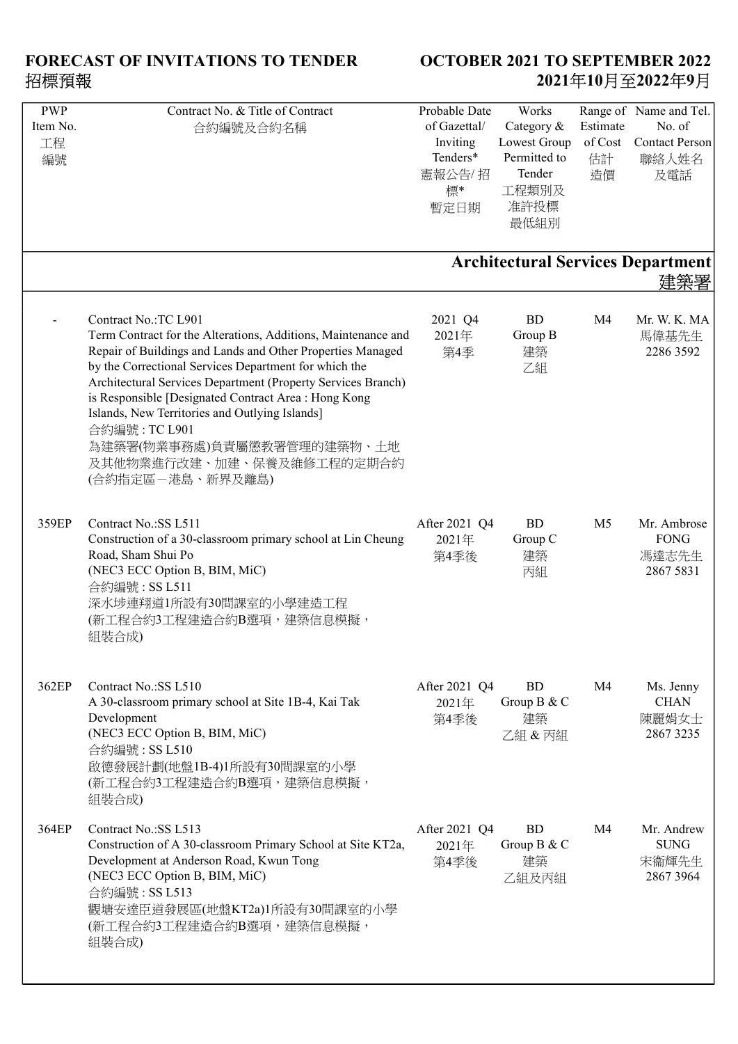# FORECAST OF INVITATIONS TO TENDER
# 招標預報

## OCTOBER 2021 TO SEPTEMBER 2022
## 2021年10月至2022年9月

| PWP Item No. 工程編號 | Contract No. & Title of Contract 合約編號及合約名稱 | Probable Date of Gazettal/ Inviting Tenders* 憲報公告/招標* 暫定日期 | Works Category & Lowest Group Permitted to Tender 工程類別及准許投標最低組別 | Range of Estimate of Cost 估計造價 | Name and Tel. No. of Contact Person 聯絡人姓名及電話 |
|---|---|---|---|---|---|
| **Architectural Services Department 建築署** | | | | | |
| - | Contract No.:TC L901<br>Term Contract for the Alterations, Additions, Maintenance and Repair of Buildings and Lands and Other Properties Managed by the Correctional Services Department for which the Architectural Services Department (Property Services Branch) is Responsible [Designated Contract Area : Hong Kong Islands, New Territories and Outlying Islands]<br>合約編號 : TC L901<br>為建築署(物業事務處)負責屬懲教署管理的建築物、土地及其他物業進行改建、加建、保養及維修工程的定期合約 (合約指定區－港島、新界及離島) | 2021 Q4<br>2021年<br>第4季 | BD<br>Group B<br>建築<br>乙組 | M4 | Mr. W. K. MA<br>馬偉基先生<br>2286 3592 |
| 359EP | Contract No.:SS L511<br>Construction of a 30-classroom primary school at Lin Cheung Road, Sham Shui Po<br>(NEC3 ECC Option B, BIM, MiC)<br>合約編號 : SS L511<br>深水埗連翔道1所設有30間課室的小學建造工程<br>(新工程合約3工程建造合約B選項，建築信息模擬，組裝合成) | After 2021 Q4<br>2021年<br>第4季後 | BD<br>Group C<br>建築<br>丙組 | M5 | Mr. Ambrose FONG<br>馮達志先生<br>2867 5831 |
| 362EP | Contract No.:SS L510<br>A 30-classroom primary school at Site 1B-4, Kai Tak Development<br>(NEC3 ECC Option B, BIM, MiC)<br>合約編號 : SS L510<br>啟德發展計劃(地盤1B-4)1所設有30間課室的小學<br>(新工程合約3工程建造合約B選項，建築信息模擬，組裝合成) | After 2021 Q4<br>2021年<br>第4季後 | BD<br>Group B & C<br>建築<br>乙組 & 丙組 | M4 | Ms. Jenny CHAN<br>陳麗娟女士<br>2867 3235 |
| 364EP | Contract No.:SS L513<br>Construction of A 30-classroom Primary School at Site KT2a, Development at Anderson Road, Kwun Tong<br>(NEC3 ECC Option B, BIM, MiC)<br>合約編號 : SS L513<br>觀塘安達臣道發展區(地盤KT2a)1所設有30間課室的小學<br>(新工程合約3工程建造合約B選項，建築信息模擬，組裝合成) | After 2021 Q4<br>2021年<br>第4季後 | BD<br>Group B & C<br>建築<br>乙組及丙組 | M4 | Mr. Andrew SUNG<br>宋衞輝先生<br>2867 3964 |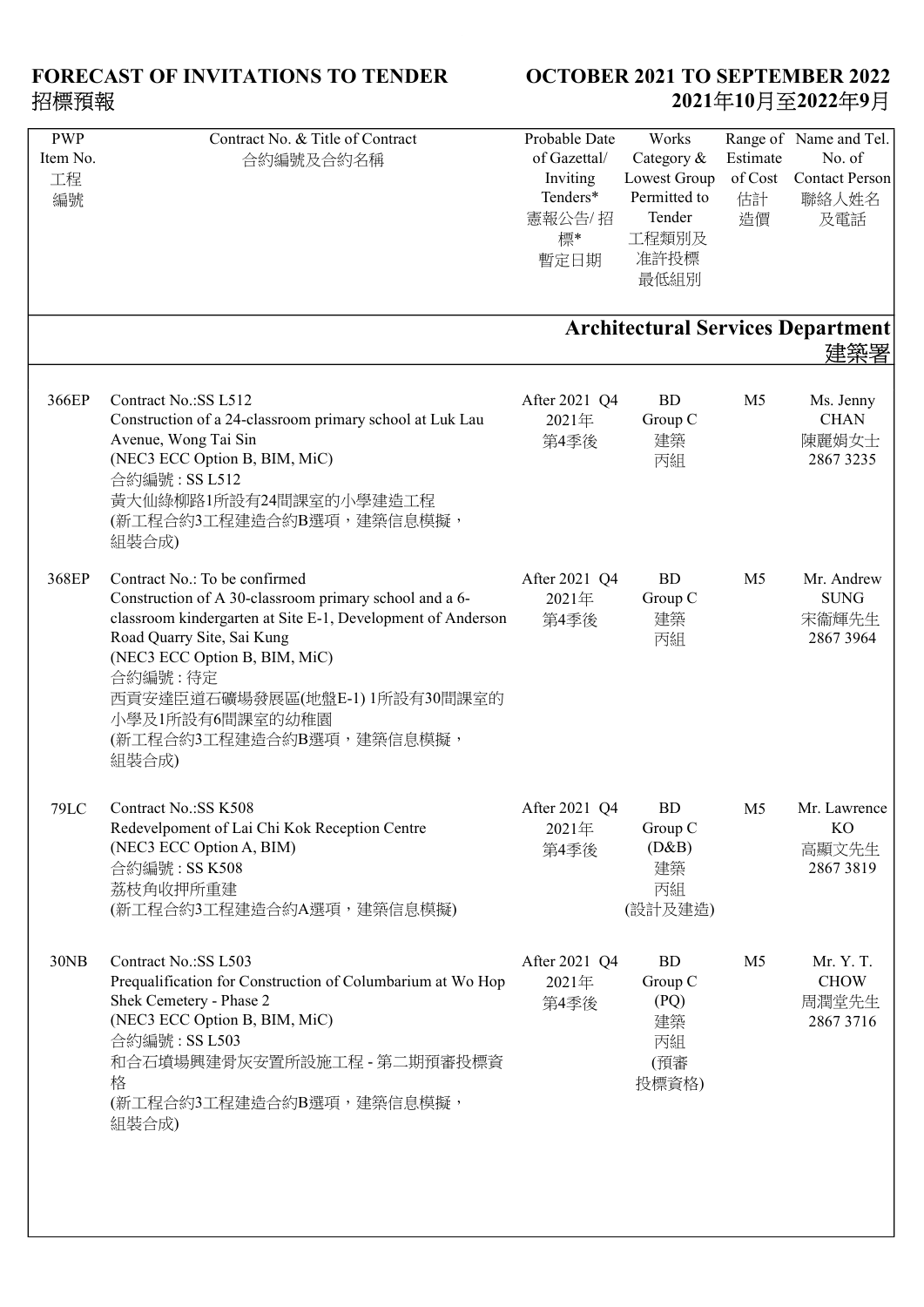**FORECAST OF INVITATIONS TO TENDER**
招標預報

**OCTOBER 2021 TO SEPTEMBER 2022**
**2021年10月至2022年9月**

| PWP Item No. 工程編號 | Contract No. & Title of Contract 合約編號及合約名稱 | Probable Date of Gazettal/ Inviting Tenders* 憲報公告/ 招標* 暫定日期 | Works Category & Lowest Group Permitted to Tender 工程類別及准許投標最低組別 | Range of Estimate of Cost 估計造價 | Name and Tel. No. of Contact Person 聯絡人姓名及電話 |
|---|---|---|---|---|---|
| **Architectural Services Department 建築署** | | | | | |
| 366EP | Contract No.:SS L512<br>Construction of a 24-classroom primary school at Luk Lau Avenue, Wong Tai Sin<br>(NEC3 ECC Option B, BIM, MiC)<br>合約編號 : SS L512<br>黃大仙綠柳路1所設有24間課室的小學建造工程<br>(新工程合約3工程建造合約B選項，建築信息模擬，組裝合成) | After 2021 Q4<br>2021年第4季後 | BD<br>Group C<br>建築<br>丙組 | M5 | Ms. Jenny CHAN<br>陳麗娟女士<br>2867 3235 |
| 368EP | Contract No.: To be confirmed<br>Construction of A 30-classroom primary school and a 6-classroom kindergarten at Site E-1, Development of Anderson Road Quarry Site, Sai Kung<br>(NEC3 ECC Option B, BIM, MiC)<br>合約編號 : 待定<br>西貢安達臣道石礦場發展區(地盤E-1) 1所設有30間課室的小學及1所設有6間課室的幼稚園<br>(新工程合約3工程建造合約B選項，建築信息模擬，組裝合成) | After 2021 Q4<br>2021年第4季後 | BD<br>Group C<br>建築<br>丙組 | M5 | Mr. Andrew SUNG<br>宋fb輝先生<br>2867 3964 |
| 79LC | Contract No.:SS K508<br>Redevelpoment of Lai Chi Kok Reception Centre<br>(NEC3 ECC Option A, BIM)<br>合約編號 : SS K508<br>荔枝角收押所重建<br>(新工程合約3工程建造合約A選項，建築信息模擬) | After 2021 Q4<br>2021年第4季後 | BD<br>Group C<br>(D&B)<br>建築<br>丙組<br>(設計及建造) | M5 | Mr. Lawrence KO<br>高爾文先生<br>2867 3819 |
| 30NB | Contract No.:SS L503<br>Prequalification for Construction of Columbarium at Wo Hop Shek Cemetery - Phase 2<br>(NEC3 ECC Option B, BIM, MiC)<br>合約編號 : SS L503<br>和合石墳場興建骨灰安置所設施工程 - 第二期預審投標資格<br>(新工程合約3工程建造合約B選項，建築信息模擬，組裝合成) | After 2021 Q4<br>2021年第4季後 | BD<br>Group C<br>(PQ)<br>建築<br>丙組<br>(預審投標資格) | M5 | Mr. Y. T. CHOW<br>周潤堂先生<br>2867 3716 |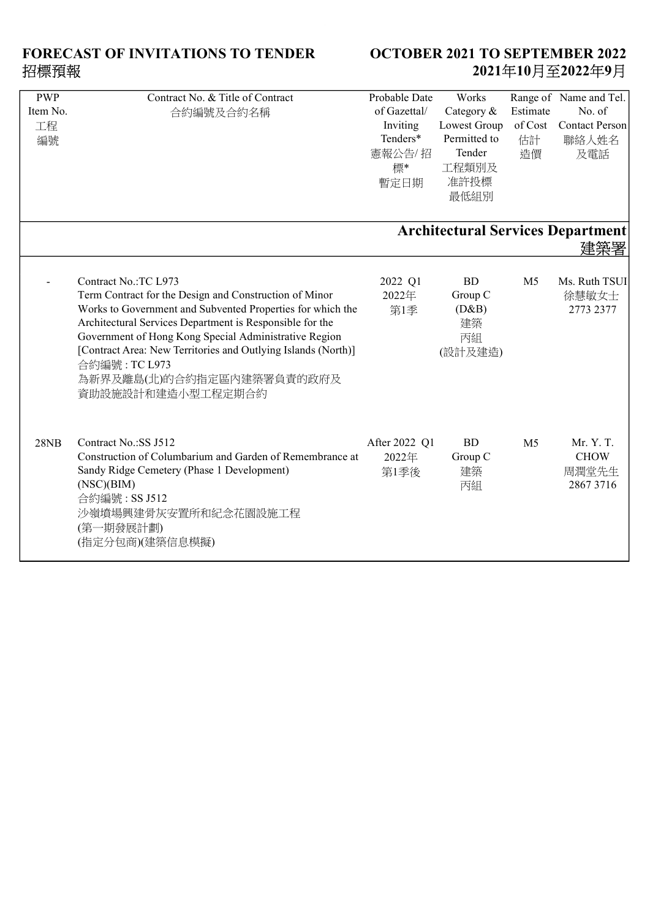**FORECAST OF INVITATIONS TO TENDER**
**招標預報**

**OCTOBER 2021 TO SEPTEMBER 2022**
**2021年10月至2022年9月**

| PWP Item No. 工程編號 | Contract No. & Title of Contract 合約編號及合約名稱 | Probable Date of Gazettal/ Inviting Tenders* 憲報公告/ 招標* 暫定日期 | Works Category & Lowest Group Permitted to Tender 工程類別及准許投標最低組別 | Range of Estimate of Cost 估計造價 | Name and Tel. No. of Contact Person 聯絡人姓名及電話 |
|---|---|---|---|---|---|
| **Architectural Services Department 建築署** | | | | | |
| - | Contract No.:TC L973<br>Term Contract for the Design and Construction of Minor Works to Government and Subvented Properties for which the Architectural Services Department is Responsible for the Government of Hong Kong Special Administrative Region [Contract Area: New Territories and Outlying Islands (North)]<br>合約編號 : TC L973<br>為新界及離島(北)的合約指定區內建築署負責的政府及資助設施設計和建造小型工程定期合約 | 2022 Q1<br>2022年<br>第1季 | BD<br>Group C<br>(D&B)<br>建築<br>丙組<br>(設計及建造) | M5 | Ms. Ruth TSUI<br>徐慧敏女士<br>2773 2377 |
| 28NB | Contract No.:SS J512<br>Construction of Columbarium and Garden of Remembrance at Sandy Ridge Cemetery (Phase 1 Development) (NSC)(BIM)<br>合約編號 : SS J512<br>沙嶺墳場興建骨灰安置所和紀念花園設施工程<br>(第一期發展計劃)<br>(指定分包商)(建築信息模擬) | After 2022 Q1<br>2022年<br>第1季後 | BD<br>Group C<br>建築<br>丙組 | M5 | Mr. Y. T. CHOW<br>周潤堂先生<br>2867 3716 |